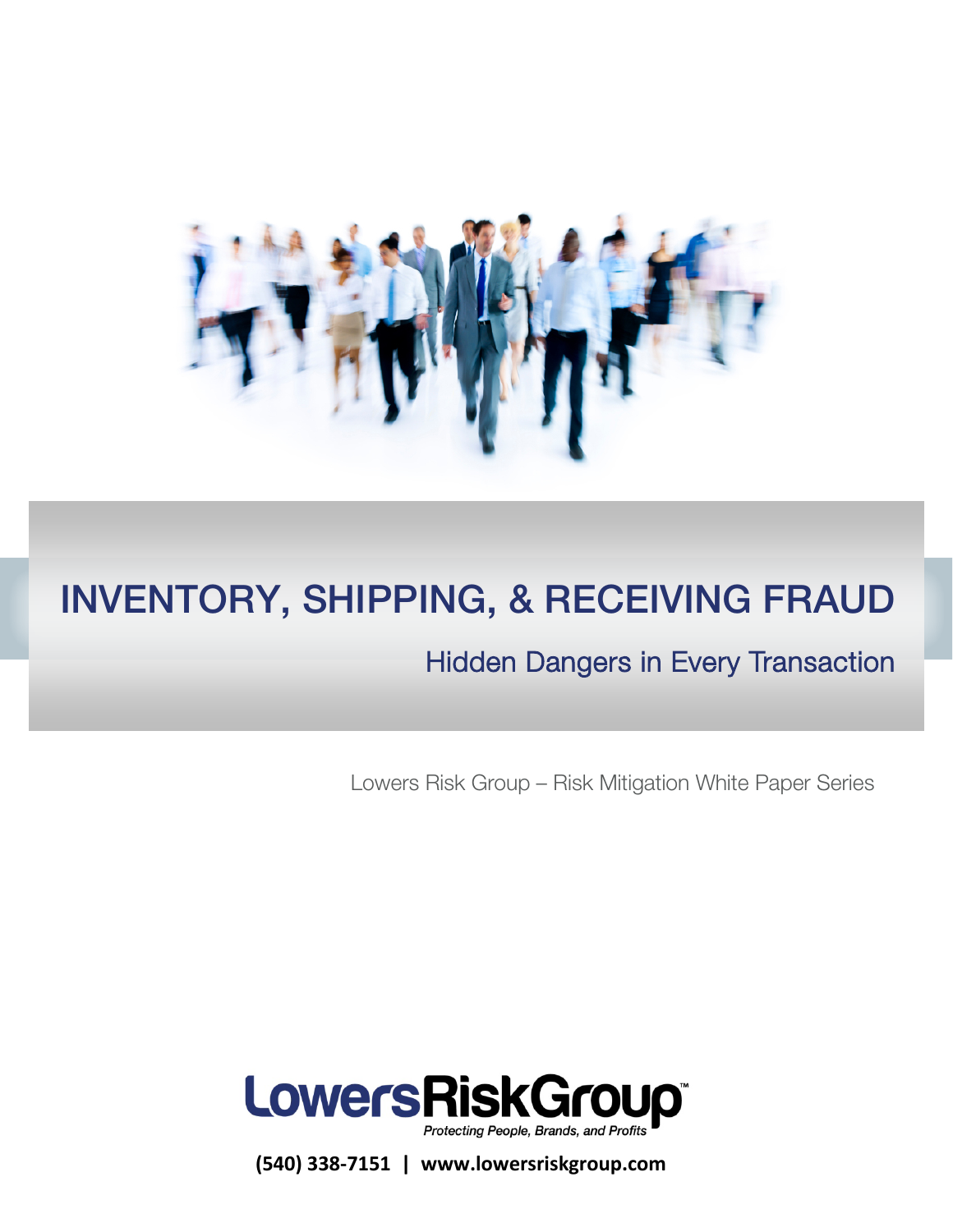# INVENTORY, SHIPPING, & RECEIVING FRAUD

## Hidden Dangers in Every Transaction

Lowers Risk Group – Risk Mitigation White Paper Series

**LowersRiskGroup™**

*Protecting People, Brands, and Profits*

**(540) 338-7151 | www.lowersriskgroup.com**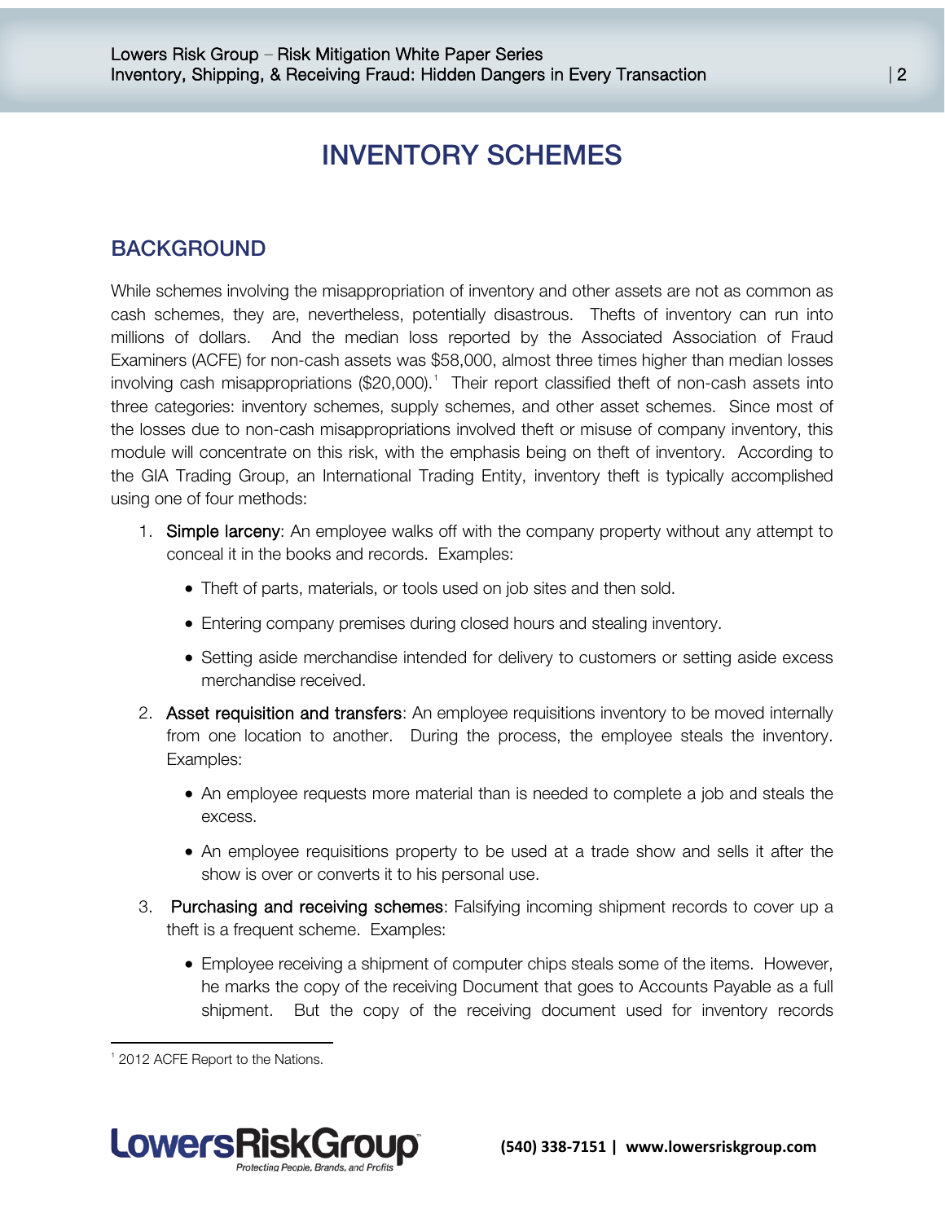# INVENTORY SCHEMES

## BACKGROUND

While schemes involving the misappropriation of inventory and other assets are not as common as cash schemes, they are, nevertheless, potentially disastrous. Thefts of inventory can run into millions of dollars. And the median loss reported by the Associated Association of Fraud Examiners (ACFE) for non-cash assets was $58,000, almost three times higher than median losses involving cash misappropriations ($20,000).[1] Their report classified theft of non-cash assets into three categories: inventory schemes, supply schemes, and other asset schemes. Since most of the losses due to non-cash misappropriations involved theft or misuse of company inventory, this module will concentrate on this risk, with the emphasis being on theft of inventory. According to the GIA Trading Group, an International Trading Entity, inventory theft is typically accomplished using one of four methods:

1. Simple larceny: An employee walks off with the company property without any attempt to conceal it in the books and records. Examples:
   - Theft of parts, materials, or tools used on job sites and then sold.
   - Entering company premises during closed hours and stealing inventory.
   - Setting aside merchandise intended for delivery to customers or setting aside excess merchandise received.
2. Asset requisition and transfers: An employee requisitions inventory to be moved internally from one location to another. During the process, the employee steals the inventory. Examples:
   - An employee requests more material than is needed to complete a job and steals the excess.
   - An employee requisitions property to be used at a trade show and sells it after the show is over or converts it to his personal use.
3. Purchasing and receiving schemes: Falsifying incoming shipment records to cover up a theft is a frequent scheme. Examples:
   - Employee receiving a shipment of computer chips steals some of the items. However, he marks the copy of the receiving Document that goes to Accounts Payable as a full shipment. But the copy of the receiving document used for inventory records

[1] 2012 ACFE Report to the Nations.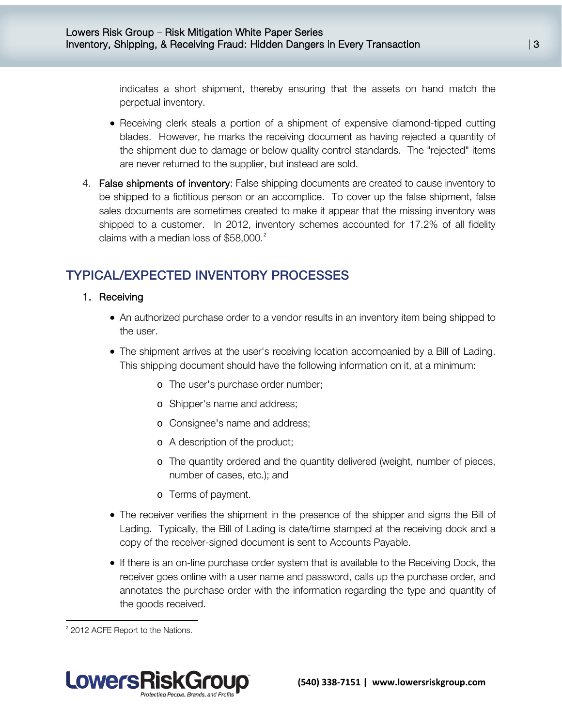indicates a short shipment, thereby ensuring that the assets on hand match the perpetual inventory.

- Receiving clerk steals a portion of a shipment of expensive diamond-tipped cutting blades. However, he marks the receiving document as having rejected a quantity of the shipment due to damage or below quality control standards. The "rejected" items are never returned to the supplier, but instead are sold.

4. **False shipments of inventory**: False shipping documents are created to cause inventory to be shipped to a fictitious person or an accomplice. To cover up the false shipment, false sales documents are sometimes created to make it appear that the missing inventory was shipped to a customer. In 2012, inventory schemes accounted for 17.2% of all fidelity claims with a median loss of $58,000.[2]

## TYPICAL/EXPECTED INVENTORY PROCESSES

1. Receiving

- An authorized purchase order to a vendor results in an inventory item being shipped to the user.
- The shipment arrives at the user's receiving location accompanied by a Bill of Lading. This shipping document should have the following information on it, at a minimum:
  - The user's purchase order number;
  - Shipper's name and address;
  - Consignee's name and address;
  - A description of the product;
  - The quantity ordered and the quantity delivered (weight, number of pieces, number of cases, etc.); and
  - Terms of payment.
- The receiver verifies the shipment in the presence of the shipper and signs the Bill of Lading. Typically, the Bill of Lading is date/time stamped at the receiving dock and a copy of the receiver-signed document is sent to Accounts Payable.
- If there is an on-line purchase order system that is available to the Receiving Dock, the receiver goes online with a user name and password, calls up the purchase order, and annotates the purchase order with the information regarding the type and quantity of the goods received.

---

[2] 2012 ACFE Report to the Nations.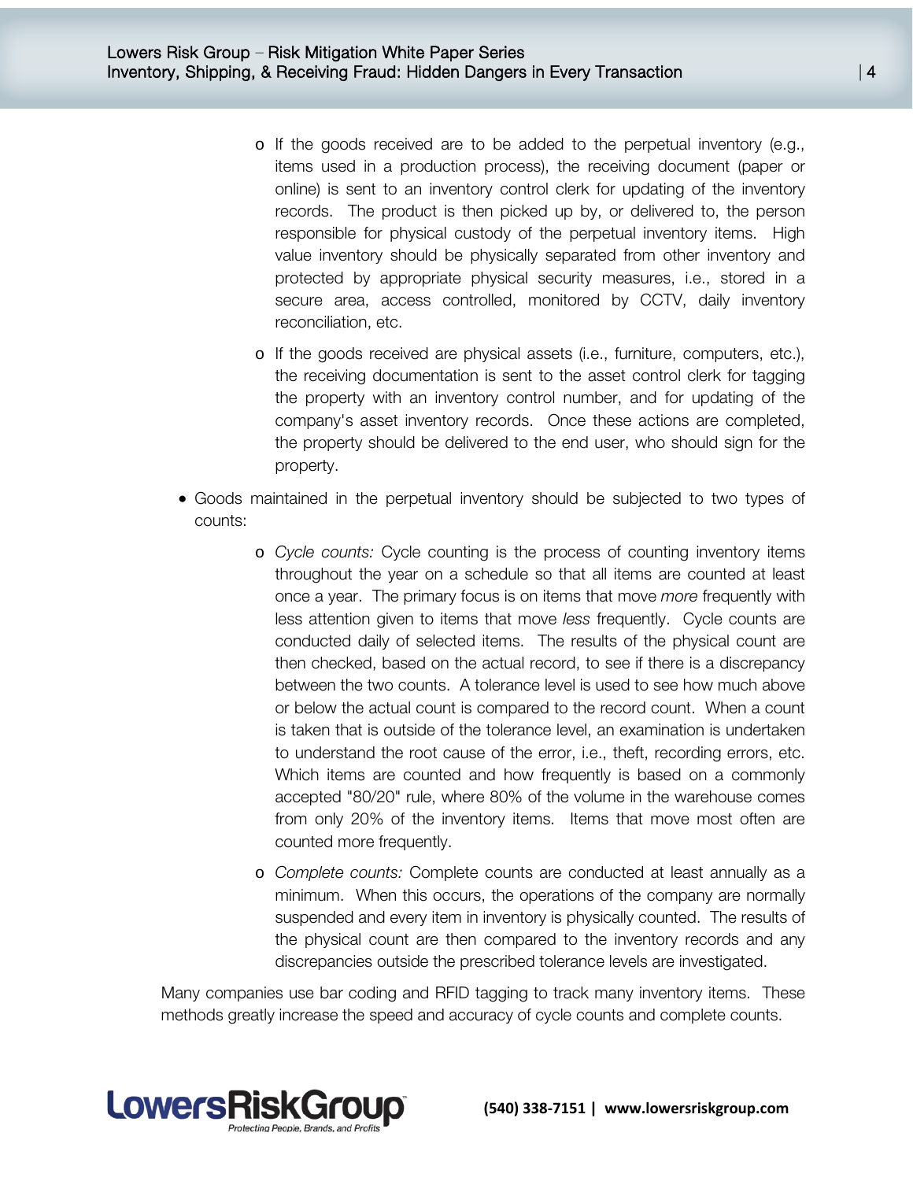- If the goods received are to be added to the perpetual inventory (e.g., items used in a production process), the receiving document (paper or online) is sent to an inventory control clerk for updating of the inventory records. The product is then picked up by, or delivered to, the person responsible for physical custody of the perpetual inventory items. High value inventory should be physically separated from other inventory and protected by appropriate physical security measures, i.e., stored in a secure area, access controlled, monitored by CCTV, daily inventory reconciliation, etc.
    - If the goods received are physical assets (i.e., furniture, computers, etc.), the receiving documentation is sent to the asset control clerk for tagging the property with an inventory control number, and for updating of the company's asset inventory records. Once these actions are completed, the property should be delivered to the end user, who should sign for the property.

- Goods maintained in the perpetual inventory should be subjected to two types of counts:
    - *Cycle counts:* Cycle counting is the process of counting inventory items throughout the year on a schedule so that all items are counted at least once a year. The primary focus is on items that move *more* frequently with less attention given to items that move *less* frequently. Cycle counts are conducted daily of selected items. The results of the physical count are then checked, based on the actual record, to see if there is a discrepancy between the two counts. A tolerance level is used to see how much above or below the actual count is compared to the record count. When a count is taken that is outside of the tolerance level, an examination is undertaken to understand the root cause of the error, i.e., theft, recording errors, etc. Which items are counted and how frequently is based on a commonly accepted "80/20" rule, where 80% of the volume in the warehouse comes from only 20% of the inventory items. Items that move most often are counted more frequently.
    - *Complete counts:* Complete counts are conducted at least annually as a minimum. When this occurs, the operations of the company are normally suspended and every item in inventory is physically counted. The results of the physical count are then compared to the inventory records and any discrepancies outside the prescribed tolerance levels are investigated.

Many companies use bar coding and RFID tagging to track many inventory items. These methods greatly increase the speed and accuracy of cycle counts and complete counts.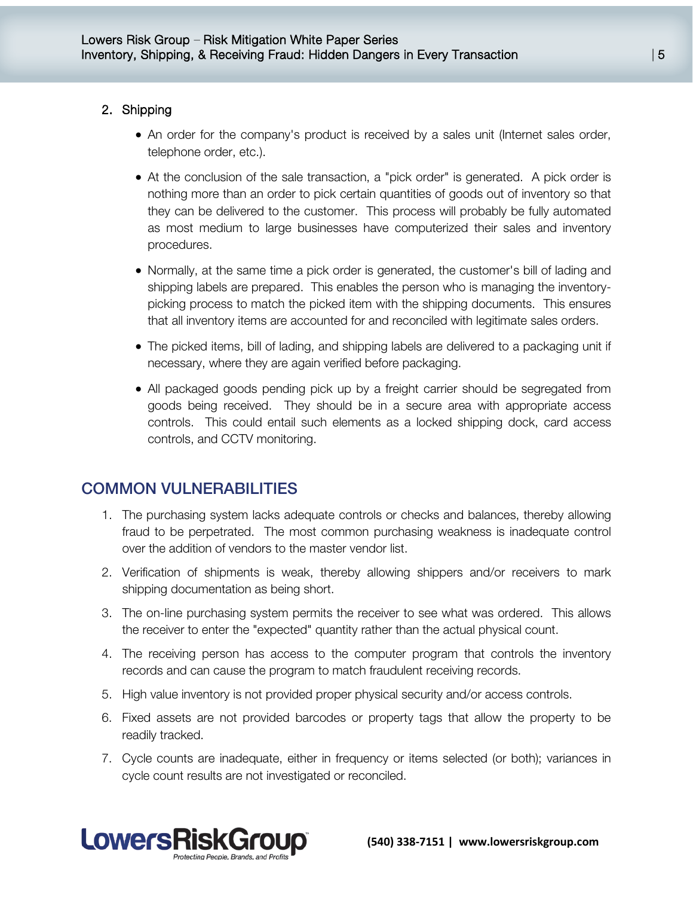2. Shipping

    - An order for the company's product is received by a sales unit (Internet sales order, telephone order, etc.).
    - At the conclusion of the sale transaction, a "pick order" is generated. A pick order is nothing more than an order to pick certain quantities of goods out of inventory so that they can be delivered to the customer. This process will probably be fully automated as most medium to large businesses have computerized their sales and inventory procedures.
    - Normally, at the same time a pick order is generated, the customer's bill of lading and shipping labels are prepared. This enables the person who is managing the inventory-picking process to match the picked item with the shipping documents. This ensures that all inventory items are accounted for and reconciled with legitimate sales orders.
    - The picked items, bill of lading, and shipping labels are delivered to a packaging unit if necessary, where they are again verified before packaging.
    - All packaged goods pending pick up by a freight carrier should be segregated from goods being received. They should be in a secure area with appropriate access controls. This could entail such elements as a locked shipping dock, card access controls, and CCTV monitoring.

## COMMON VULNERABILITIES

1. The purchasing system lacks adequate controls or checks and balances, thereby allowing fraud to be perpetrated. The most common purchasing weakness is inadequate control over the addition of vendors to the master vendor list.
2. Verification of shipments is weak, thereby allowing shippers and/or receivers to mark shipping documentation as being short.
3. The on-line purchasing system permits the receiver to see what was ordered. This allows the receiver to enter the "expected" quantity rather than the actual physical count.
4. The receiving person has access to the computer program that controls the inventory records and can cause the program to match fraudulent receiving records.
5. High value inventory is not provided proper physical security and/or access controls.
6. Fixed assets are not provided barcodes or property tags that allow the property to be readily tracked.
7. Cycle counts are inadequate, either in frequency or items selected (or both); variances in cycle count results are not investigated or reconciled.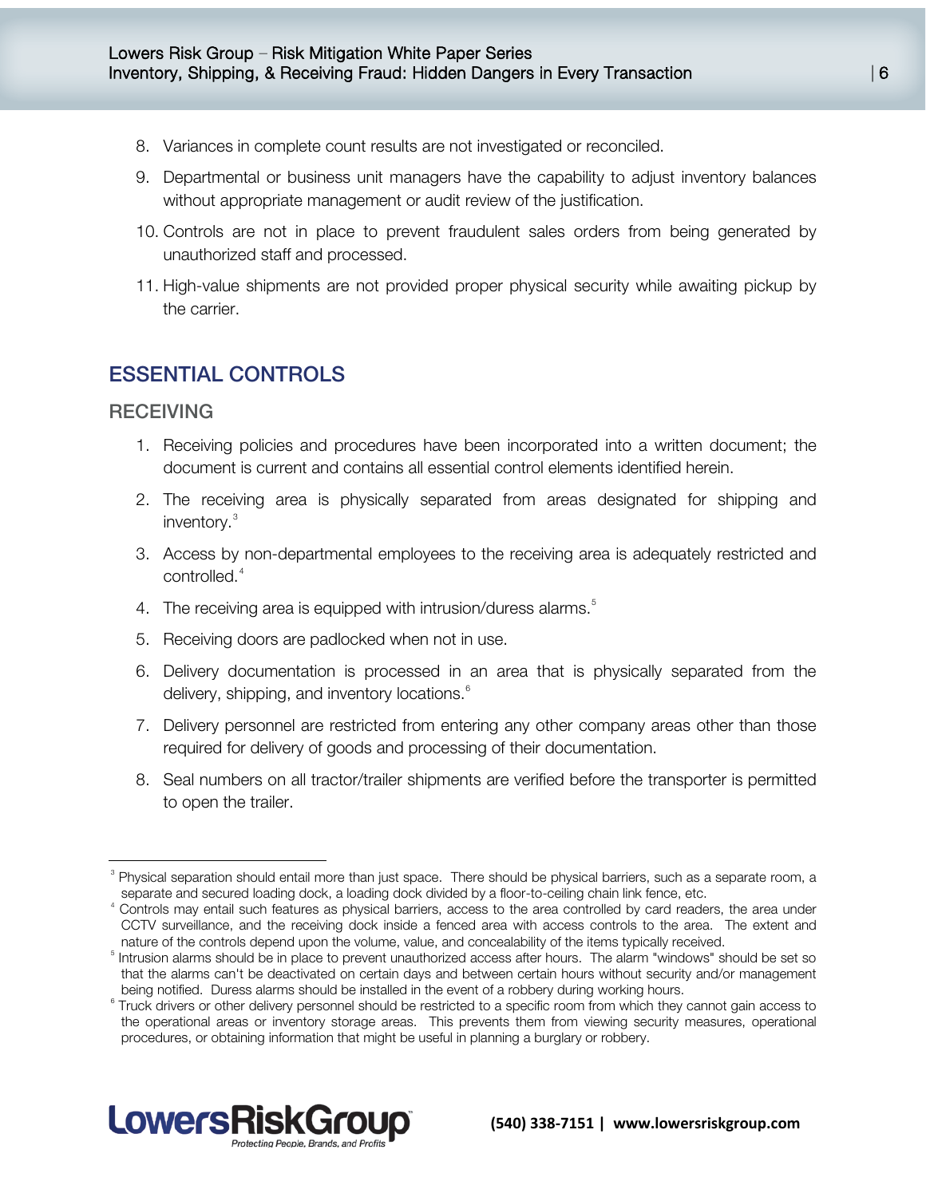8. Variances in complete count results are not investigated or reconciled.
9. Departmental or business unit managers have the capability to adjust inventory balances without appropriate management or audit review of the justification.
10. Controls are not in place to prevent fraudulent sales orders from being generated by unauthorized staff and processed.
11. High-value shipments are not provided proper physical security while awaiting pickup by the carrier.

## ESSENTIAL CONTROLS

### RECEIVING

1. Receiving policies and procedures have been incorporated into a written document; the document is current and contains all essential control elements identified herein.
2. The receiving area is physically separated from areas designated for shipping and inventory.[3]
3. Access by non-departmental employees to the receiving area is adequately restricted and controlled.[4]
4. The receiving area is equipped with intrusion/duress alarms.[5]
5. Receiving doors are padlocked when not in use.
6. Delivery documentation is processed in an area that is physically separated from the delivery, shipping, and inventory locations.[6]
7. Delivery personnel are restricted from entering any other company areas other than those required for delivery of goods and processing of their documentation.
8. Seal numbers on all tractor/trailer shipments are verified before the transporter is permitted to open the trailer.

---

[3] Physical separation should entail more than just space. There should be physical barriers, such as a separate room, a separate and secured loading dock, a loading dock divided by a floor-to-ceiling chain link fence, etc.

[4] Controls may entail such features as physical barriers, access to the area controlled by card readers, the area under CCTV surveillance, and the receiving dock inside a fenced area with access controls to the area. The extent and nature of the controls depend upon the volume, value, and concealability of the items typically received.

[5] Intrusion alarms should be in place to prevent unauthorized access after hours. The alarm "windows" should be set so that the alarms can't be deactivated on certain days and between certain hours without security and/or management being notified. Duress alarms should be installed in the event of a robbery during working hours.

[6] Truck drivers or other delivery personnel should be restricted to a specific room from which they cannot gain access to the operational areas or inventory storage areas. This prevents them from viewing security measures, operational procedures, or obtaining information that might be useful in planning a burglary or robbery.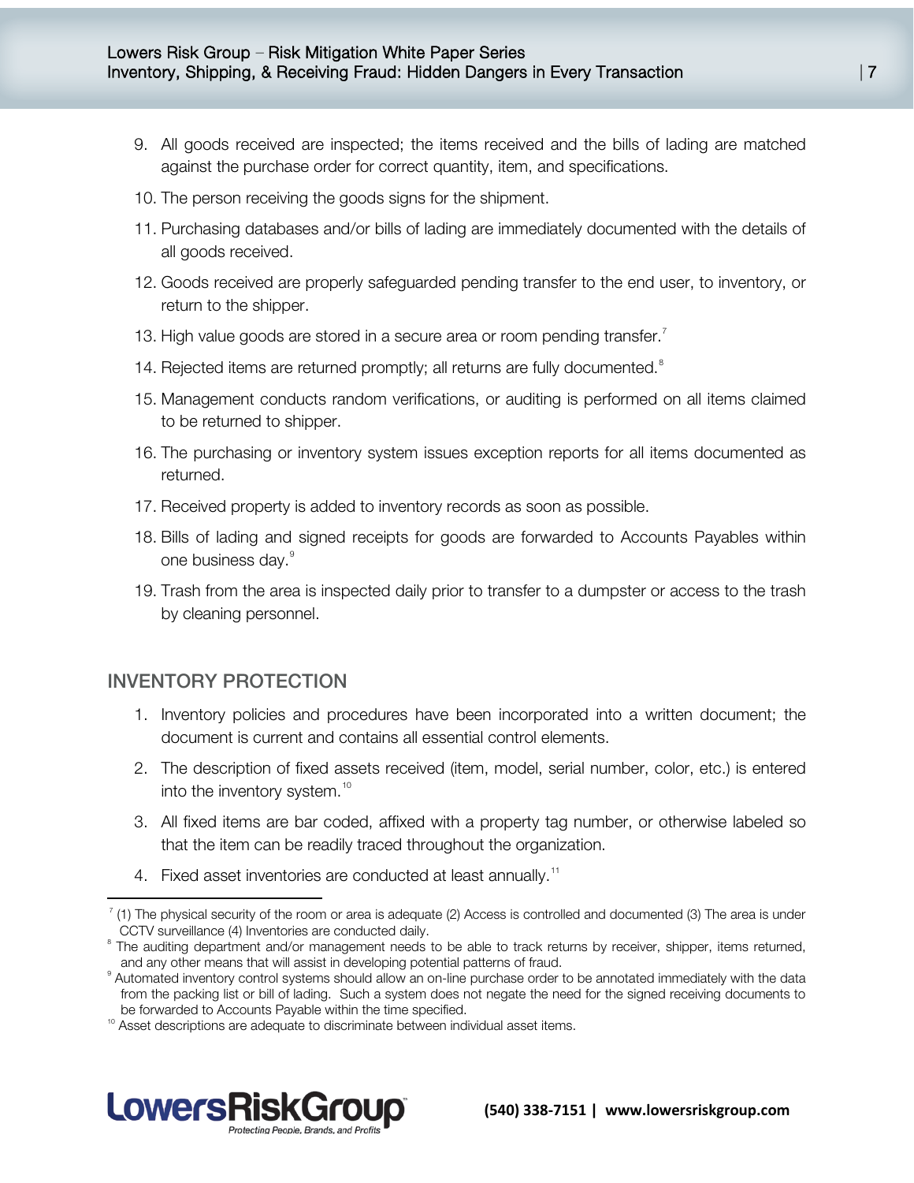9. All goods received are inspected; the items received and the bills of lading are matched against the purchase order for correct quantity, item, and specifications.
10. The person receiving the goods signs for the shipment.
11. Purchasing databases and/or bills of lading are immediately documented with the details of all goods received.
12. Goods received are properly safeguarded pending transfer to the end user, to inventory, or return to the shipper.
13. High value goods are stored in a secure area or room pending transfer.[7]
14. Rejected items are returned promptly; all returns are fully documented.[8]
15. Management conducts random verifications, or auditing is performed on all items claimed to be returned to shipper.
16. The purchasing or inventory system issues exception reports for all items documented as returned.
17. Received property is added to inventory records as soon as possible.
18. Bills of lading and signed receipts for goods are forwarded to Accounts Payables within one business day.[9]
19. Trash from the area is inspected daily prior to transfer to a dumpster or access to the trash by cleaning personnel.

## INVENTORY PROTECTION

1. Inventory policies and procedures have been incorporated into a written document; the document is current and contains all essential control elements.
2. The description of fixed assets received (item, model, serial number, color, etc.) is entered into the inventory system.[10]
3. All fixed items are bar coded, affixed with a property tag number, or otherwise labeled so that the item can be readily traced throughout the organization.
4. Fixed asset inventories are conducted at least annually.[11]

---

[7] (1) The physical security of the room or area is adequate (2) Access is controlled and documented (3) The area is under CCTV surveillance (4) Inventories are conducted daily.

[8] The auditing department and/or management needs to be able to track returns by receiver, shipper, items returned, and any other means that will assist in developing potential patterns of fraud.

[9] Automated inventory control systems should allow an on-line purchase order to be annotated immediately with the data from the packing list or bill of lading. Such a system does not negate the need for the signed receiving documents to be forwarded to Accounts Payable within the time specified.

[10] Asset descriptions are adequate to discriminate between individual asset items.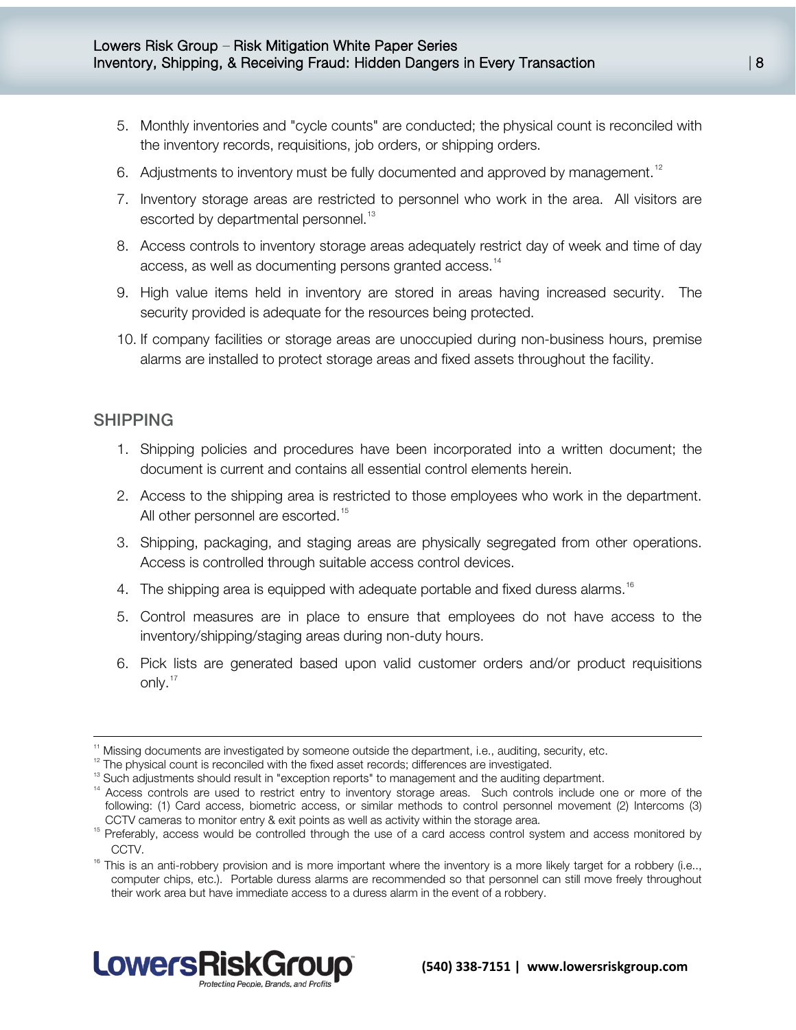5. Monthly inventories and "cycle counts" are conducted; the physical count is reconciled with the inventory records, requisitions, job orders, or shipping orders.
6. Adjustments to inventory must be fully documented and approved by management.[12]
7. Inventory storage areas are restricted to personnel who work in the area. All visitors are escorted by departmental personnel.[13]
8. Access controls to inventory storage areas adequately restrict day of week and time of day access, as well as documenting persons granted access.[14]
9. High value items held in inventory are stored in areas having increased security. The security provided is adequate for the resources being protected.
10. If company facilities or storage areas are unoccupied during non-business hours, premise alarms are installed to protect storage areas and fixed assets throughout the facility.

## SHIPPING

1. Shipping policies and procedures have been incorporated into a written document; the document is current and contains all essential control elements herein.
2. Access to the shipping area is restricted to those employees who work in the department. All other personnel are escorted.[15]
3. Shipping, packaging, and staging areas are physically segregated from other operations. Access is controlled through suitable access control devices.
4. The shipping area is equipped with adequate portable and fixed duress alarms.[16]
5. Control measures are in place to ensure that employees do not have access to the inventory/shipping/staging areas during non-duty hours.
6. Pick lists are generated based upon valid customer orders and/or product requisitions only.[17]

---

[11] Missing documents are investigated by someone outside the department, i.e., auditing, security, etc.

[12] The physical count is reconciled with the fixed asset records; differences are investigated.

[13] Such adjustments should result in "exception reports" to management and the auditing department.

[14] Access controls are used to restrict entry to inventory storage areas. Such controls include one or more of the following: (1) Card access, biometric access, or similar methods to control personnel movement (2) Intercoms (3) CCTV cameras to monitor entry & exit points as well as activity within the storage area.

[15] Preferably, access would be controlled through the use of a card access control system and access monitored by CCTV.

[16] This is an anti-robbery provision and is more important where the inventory is a more likely target for a robbery (i.e.., computer chips, etc.). Portable duress alarms are recommended so that personnel can still move freely throughout their work area but have immediate access to a duress alarm in the event of a robbery.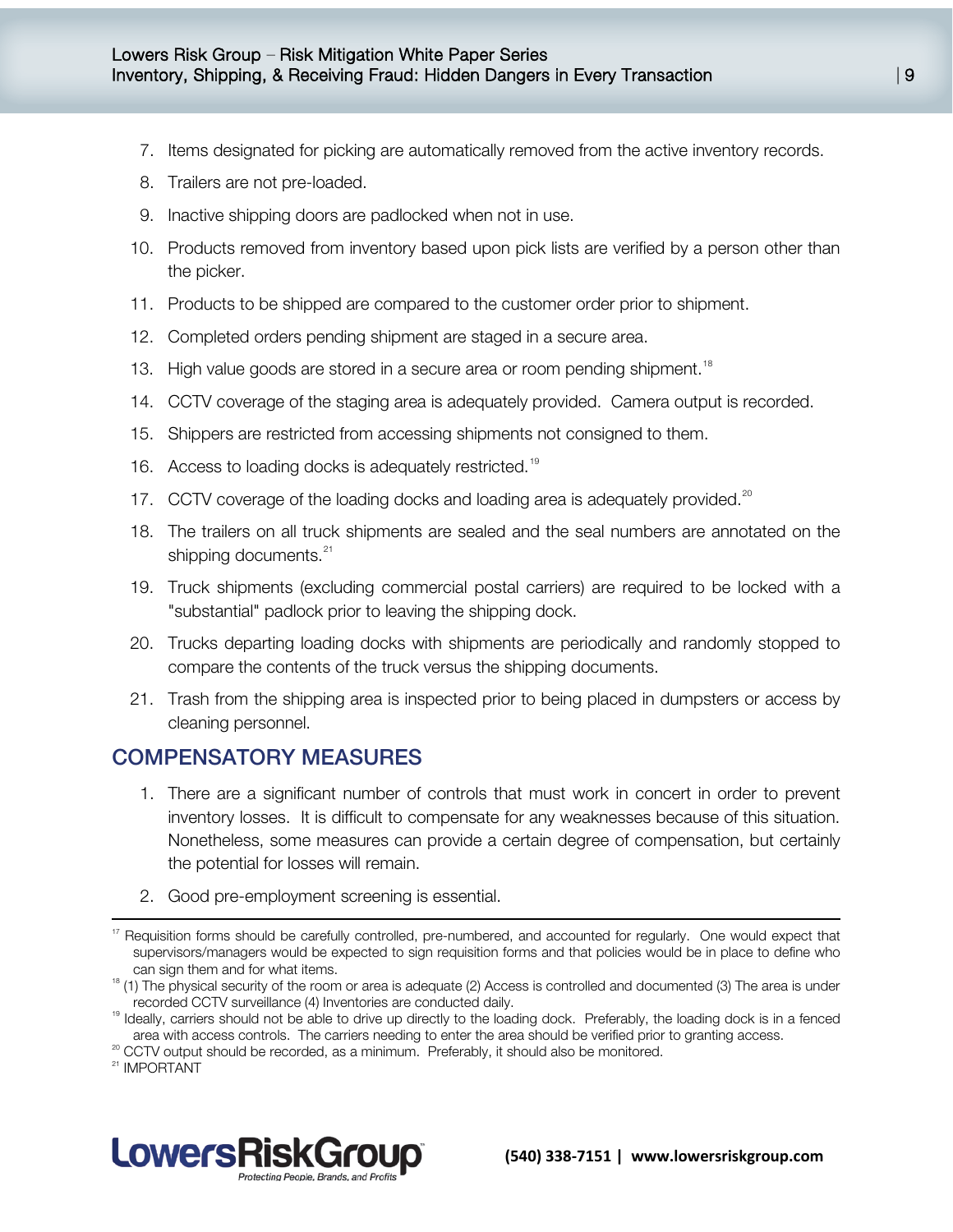7. Items designated for picking are automatically removed from the active inventory records.
8. Trailers are not pre-loaded.
9. Inactive shipping doors are padlocked when not in use.
10. Products removed from inventory based upon pick lists are verified by a person other than the picker.
11. Products to be shipped are compared to the customer order prior to shipment.
12. Completed orders pending shipment are staged in a secure area.
13. High value goods are stored in a secure area or room pending shipment.[18]
14. CCTV coverage of the staging area is adequately provided. Camera output is recorded.
15. Shippers are restricted from accessing shipments not consigned to them.
16. Access to loading docks is adequately restricted.[19]
17. CCTV coverage of the loading docks and loading area is adequately provided.[20]
18. The trailers on all truck shipments are sealed and the seal numbers are annotated on the shipping documents.[21]
19. Truck shipments (excluding commercial postal carriers) are required to be locked with a "substantial" padlock prior to leaving the shipping dock.
20. Trucks departing loading docks with shipments are periodically and randomly stopped to compare the contents of the truck versus the shipping documents.
21. Trash from the shipping area is inspected prior to being placed in dumpsters or access by cleaning personnel.

## COMPENSATORY MEASURES

1. There are a significant number of controls that must work in concert in order to prevent inventory losses. It is difficult to compensate for any weaknesses because of this situation. Nonetheless, some measures can provide a certain degree of compensation, but certainly the potential for losses will remain.
2. Good pre-employment screening is essential.

---

[17] Requisition forms should be carefully controlled, pre-numbered, and accounted for regularly. One would expect that supervisors/managers would be expected to sign requisition forms and that policies would be in place to define who can sign them and for what items.

[18] (1) The physical security of the room or area is adequate (2) Access is controlled and documented (3) The area is under recorded CCTV surveillance (4) Inventories are conducted daily.

[19] Ideally, carriers should not be able to drive up directly to the loading dock. Preferably, the loading dock is in a fenced area with access controls. The carriers needing to enter the area should be verified prior to granting access.

[20] CCTV output should be recorded, as a minimum. Preferably, it should also be monitored.

[21] IMPORTANT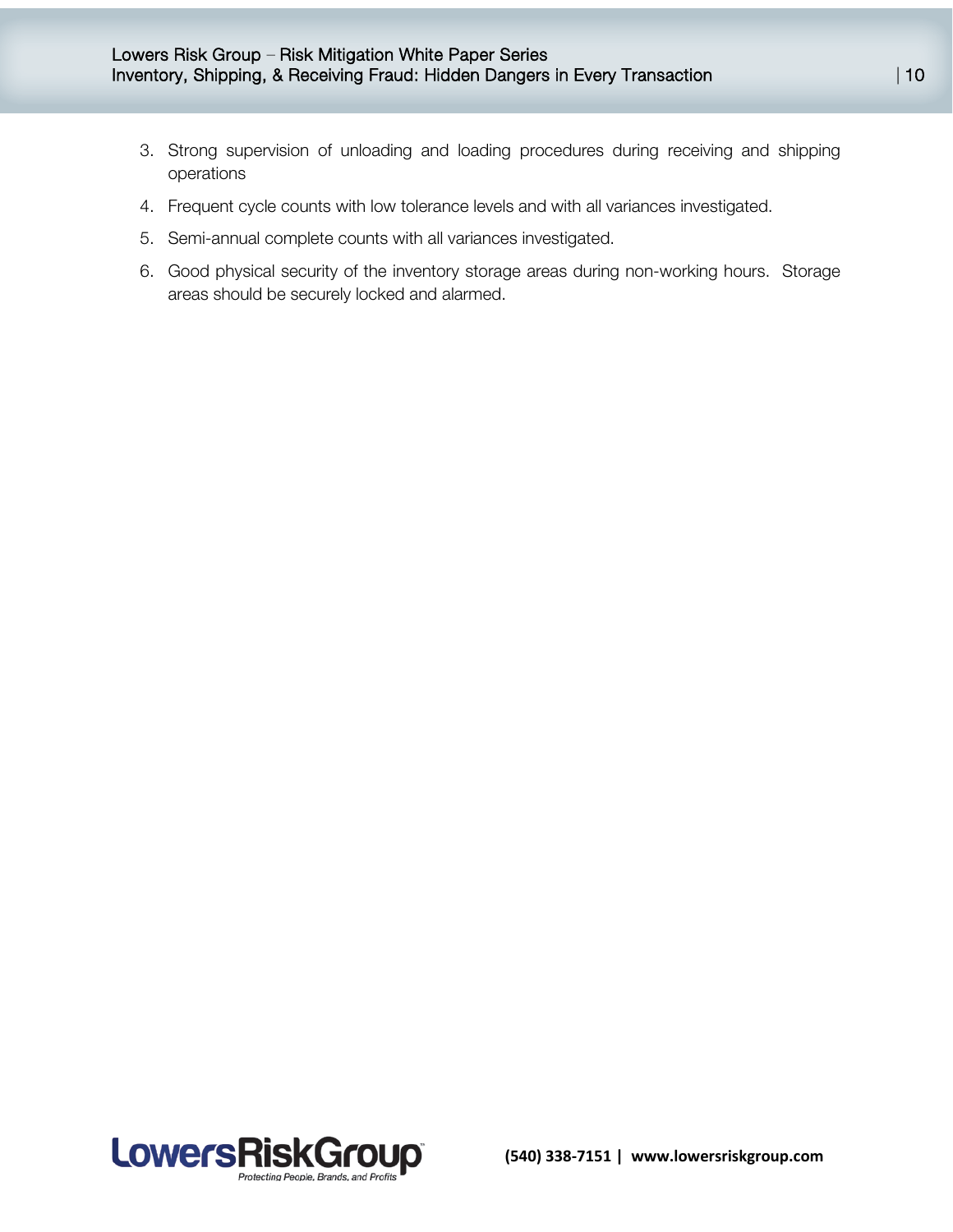3. Strong supervision of unloading and loading procedures during receiving and shipping operations
4. Frequent cycle counts with low tolerance levels and with all variances investigated.
5. Semi-annual complete counts with all variances investigated.
6. Good physical security of the inventory storage areas during non-working hours. Storage areas should be securely locked and alarmed.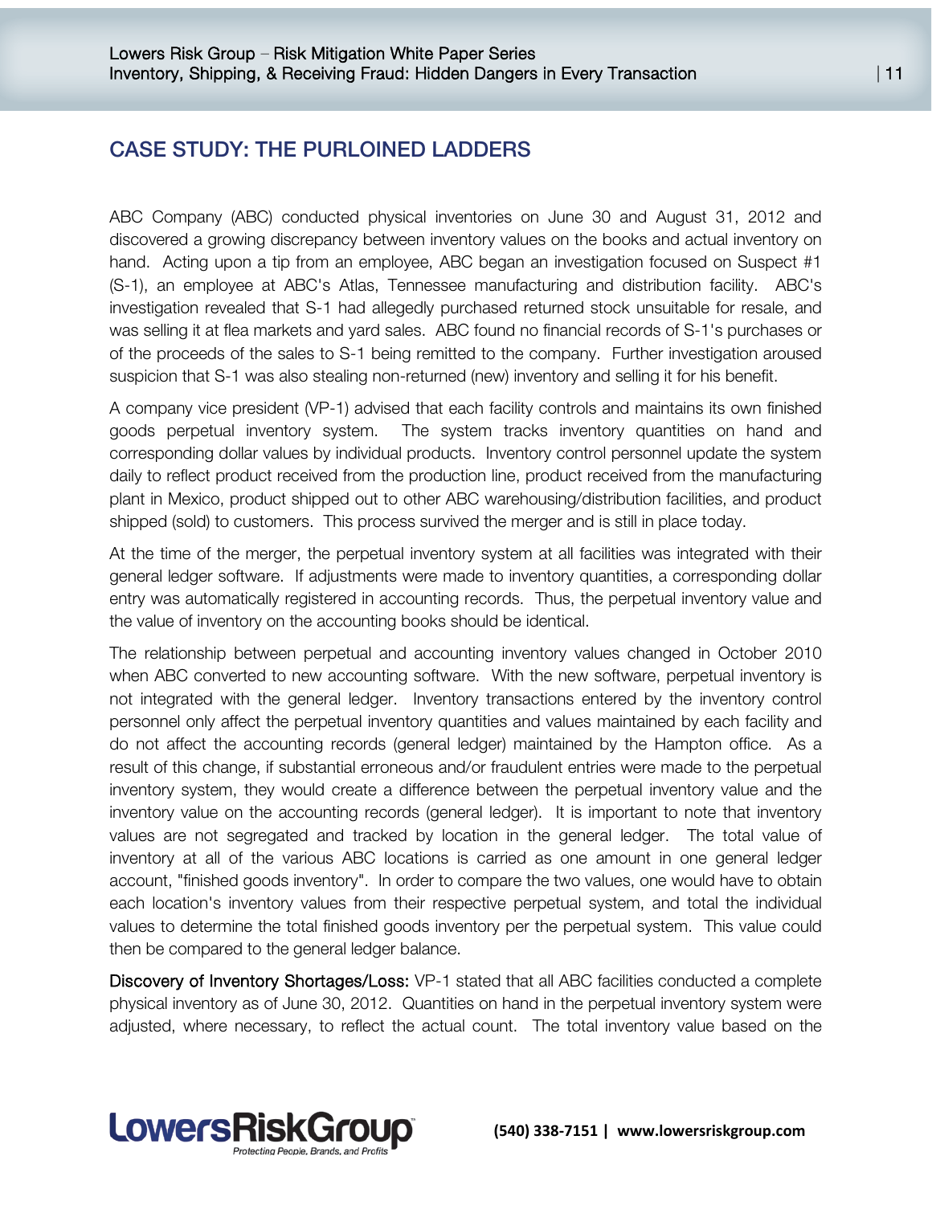## CASE STUDY: THE PURLOINED LADDERS

ABC Company (ABC) conducted physical inventories on June 30 and August 31, 2012 and discovered a growing discrepancy between inventory values on the books and actual inventory on hand. Acting upon a tip from an employee, ABC began an investigation focused on Suspect #1 (S-1), an employee at ABC's Atlas, Tennessee manufacturing and distribution facility. ABC's investigation revealed that S-1 had allegedly purchased returned stock unsuitable for resale, and was selling it at flea markets and yard sales. ABC found no financial records of S-1's purchases or of the proceeds of the sales to S-1 being remitted to the company. Further investigation aroused suspicion that S-1 was also stealing non-returned (new) inventory and selling it for his benefit.

A company vice president (VP-1) advised that each facility controls and maintains its own finished goods perpetual inventory system. The system tracks inventory quantities on hand and corresponding dollar values by individual products. Inventory control personnel update the system daily to reflect product received from the production line, product received from the manufacturing plant in Mexico, product shipped out to other ABC warehousing/distribution facilities, and product shipped (sold) to customers. This process survived the merger and is still in place today.

At the time of the merger, the perpetual inventory system at all facilities was integrated with their general ledger software. If adjustments were made to inventory quantities, a corresponding dollar entry was automatically registered in accounting records. Thus, the perpetual inventory value and the value of inventory on the accounting books should be identical.

The relationship between perpetual and accounting inventory values changed in October 2010 when ABC converted to new accounting software. With the new software, perpetual inventory is not integrated with the general ledger. Inventory transactions entered by the inventory control personnel only affect the perpetual inventory quantities and values maintained by each facility and do not affect the accounting records (general ledger) maintained by the Hampton office. As a result of this change, if substantial erroneous and/or fraudulent entries were made to the perpetual inventory system, they would create a difference between the perpetual inventory value and the inventory value on the accounting records (general ledger). It is important to note that inventory values are not segregated and tracked by location in the general ledger. The total value of inventory at all of the various ABC locations is carried as one amount in one general ledger account, "finished goods inventory". In order to compare the two values, one would have to obtain each location's inventory values from their respective perpetual system, and total the individual values to determine the total finished goods inventory per the perpetual system. This value could then be compared to the general ledger balance.

**Discovery of Inventory Shortages/Loss:** VP-1 stated that all ABC facilities conducted a complete physical inventory as of June 30, 2012. Quantities on hand in the perpetual inventory system were adjusted, where necessary, to reflect the actual count. The total inventory value based on the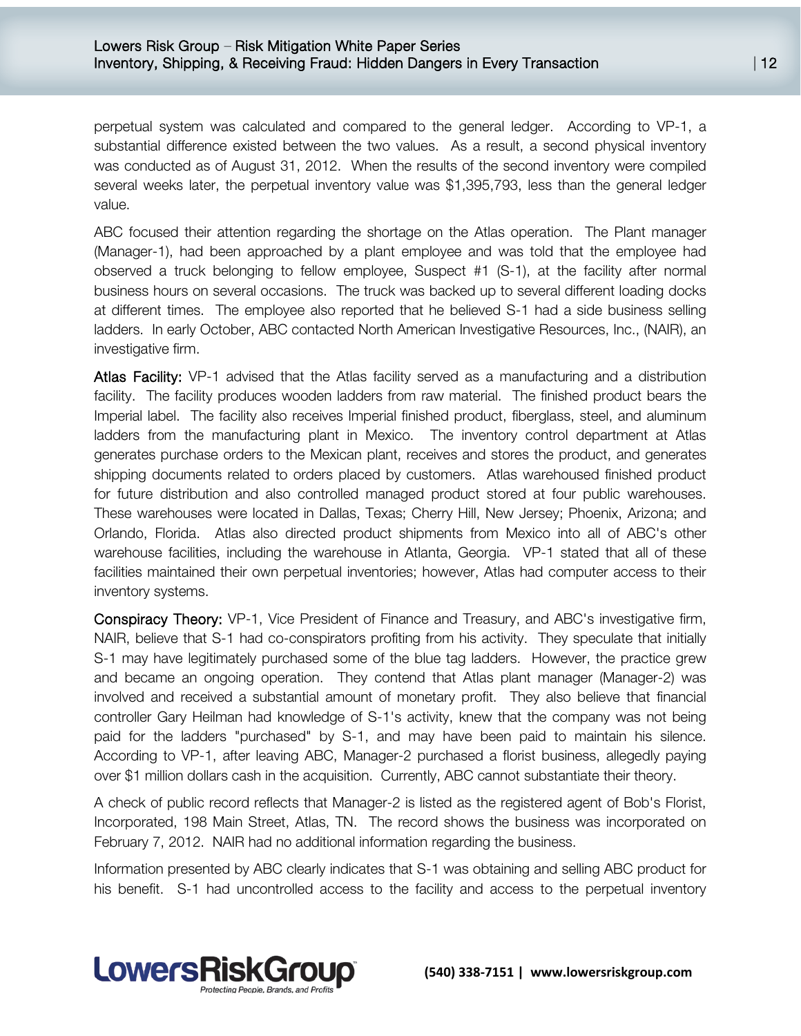perpetual system was calculated and compared to the general ledger. According to VP-1, a substantial difference existed between the two values. As a result, a second physical inventory was conducted as of August 31, 2012. When the results of the second inventory were compiled several weeks later, the perpetual inventory value was $1,395,793, less than the general ledger value.

ABC focused their attention regarding the shortage on the Atlas operation. The Plant manager (Manager-1), had been approached by a plant employee and was told that the employee had observed a truck belonging to fellow employee, Suspect #1 (S-1), at the facility after normal business hours on several occasions. The truck was backed up to several different loading docks at different times. The employee also reported that he believed S-1 had a side business selling ladders. In early October, ABC contacted North American Investigative Resources, Inc., (NAIR), an investigative firm.

**Atlas Facility:** VP-1 advised that the Atlas facility served as a manufacturing and a distribution facility. The facility produces wooden ladders from raw material. The finished product bears the Imperial label. The facility also receives Imperial finished product, fiberglass, steel, and aluminum ladders from the manufacturing plant in Mexico. The inventory control department at Atlas generates purchase orders to the Mexican plant, receives and stores the product, and generates shipping documents related to orders placed by customers. Atlas warehoused finished product for future distribution and also controlled managed product stored at four public warehouses. These warehouses were located in Dallas, Texas; Cherry Hill, New Jersey; Phoenix, Arizona; and Orlando, Florida. Atlas also directed product shipments from Mexico into all of ABC's other warehouse facilities, including the warehouse in Atlanta, Georgia. VP-1 stated that all of these facilities maintained their own perpetual inventories; however, Atlas had computer access to their inventory systems.

**Conspiracy Theory:** VP-1, Vice President of Finance and Treasury, and ABC's investigative firm, NAIR, believe that S-1 had co-conspirators profiting from his activity. They speculate that initially S-1 may have legitimately purchased some of the blue tag ladders. However, the practice grew and became an ongoing operation. They contend that Atlas plant manager (Manager-2) was involved and received a substantial amount of monetary profit. They also believe that financial controller Gary Heilman had knowledge of S-1's activity, knew that the company was not being paid for the ladders "purchased" by S-1, and may have been paid to maintain his silence. According to VP-1, after leaving ABC, Manager-2 purchased a florist business, allegedly paying over $1 million dollars cash in the acquisition. Currently, ABC cannot substantiate their theory.

A check of public record reflects that Manager-2 is listed as the registered agent of Bob's Florist, Incorporated, 198 Main Street, Atlas, TN. The record shows the business was incorporated on February 7, 2012. NAIR had no additional information regarding the business.

Information presented by ABC clearly indicates that S-1 was obtaining and selling ABC product for his benefit. S-1 had uncontrolled access to the facility and access to the perpetual inventory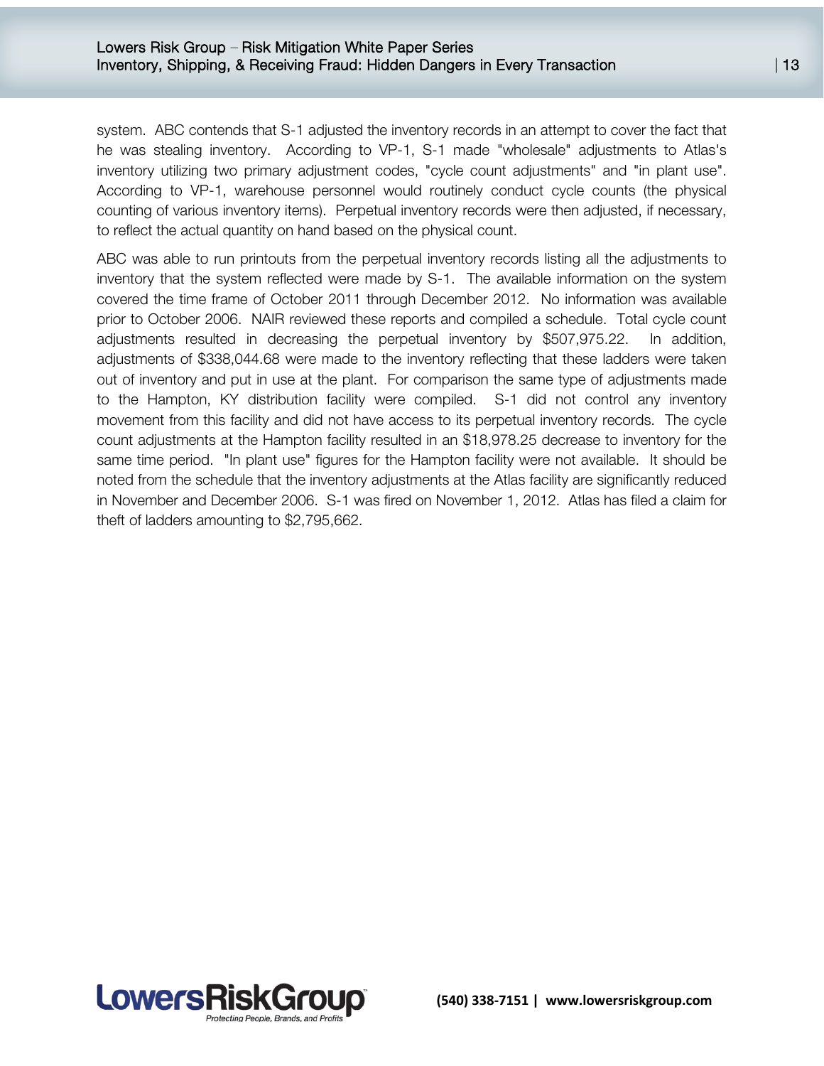system. ABC contends that S-1 adjusted the inventory records in an attempt to cover the fact that he was stealing inventory. According to VP-1, S-1 made "wholesale" adjustments to Atlas's inventory utilizing two primary adjustment codes, "cycle count adjustments" and "in plant use". According to VP-1, warehouse personnel would routinely conduct cycle counts (the physical counting of various inventory items). Perpetual inventory records were then adjusted, if necessary, to reflect the actual quantity on hand based on the physical count.

ABC was able to run printouts from the perpetual inventory records listing all the adjustments to inventory that the system reflected were made by S-1. The available information on the system covered the time frame of October 2011 through December 2012. No information was available prior to October 2006. NAIR reviewed these reports and compiled a schedule. Total cycle count adjustments resulted in decreasing the perpetual inventory by $507,975.22. In addition, adjustments of $338,044.68 were made to the inventory reflecting that these ladders were taken out of inventory and put in use at the plant. For comparison the same type of adjustments made to the Hampton, KY distribution facility were compiled. S-1 did not control any inventory movement from this facility and did not have access to its perpetual inventory records. The cycle count adjustments at the Hampton facility resulted in an $18,978.25 decrease to inventory for the same time period. "In plant use" figures for the Hampton facility were not available. It should be noted from the schedule that the inventory adjustments at the Atlas facility are significantly reduced in November and December 2006. S-1 was fired on November 1, 2012. Atlas has filed a claim for theft of ladders amounting to $2,795,662.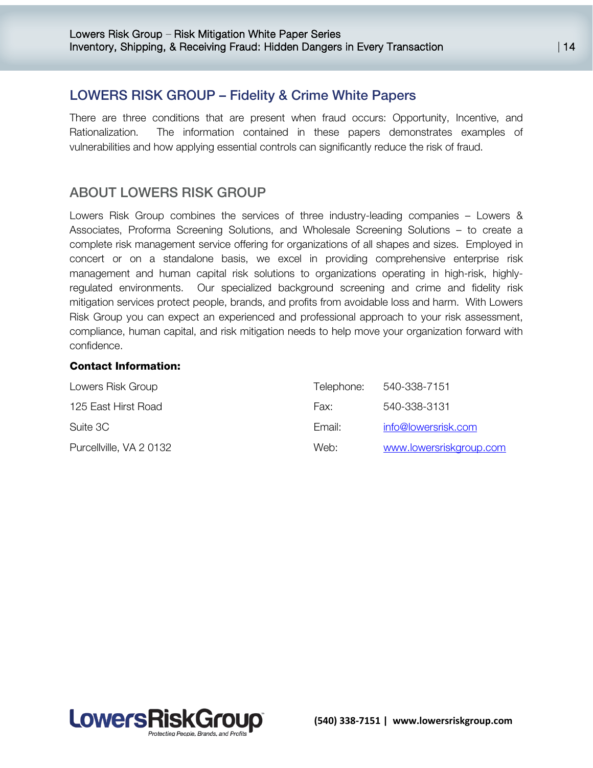## LOWERS RISK GROUP – Fidelity & Crime White Papers

There are three conditions that are present when fraud occurs: Opportunity, Incentive, and Rationalization. The information contained in these papers demonstrates examples of vulnerabilities and how applying essential controls can significantly reduce the risk of fraud.

## ABOUT LOWERS RISK GROUP

Lowers Risk Group combines the services of three industry-leading companies – Lowers & Associates, Proforma Screening Solutions, and Wholesale Screening Solutions – to create a complete risk management service offering for organizations of all shapes and sizes. Employed in concert or on a standalone basis, we excel in providing comprehensive enterprise risk management and human capital risk solutions to organizations operating in high-risk, highly-regulated environments. Our specialized background screening and crime and fidelity risk mitigation services protect people, brands, and profits from avoidable loss and harm. With Lowers Risk Group you can expect an experienced and professional approach to your risk assessment, compliance, human capital, and risk mitigation needs to help move your organization forward with confidence.

**Contact Information:**

| | | | |
|---|---|---|---|
| Lowers Risk Group | | Telephone: | 540-338-7151 |
| 125 East Hirst Road | | Fax: | 540-338-3131 |
| Suite 3C | | Email: | info@lowersrisk.com |
| Purcellville, VA 2 0132 | | Web: | www.lowersriskgroup.com |